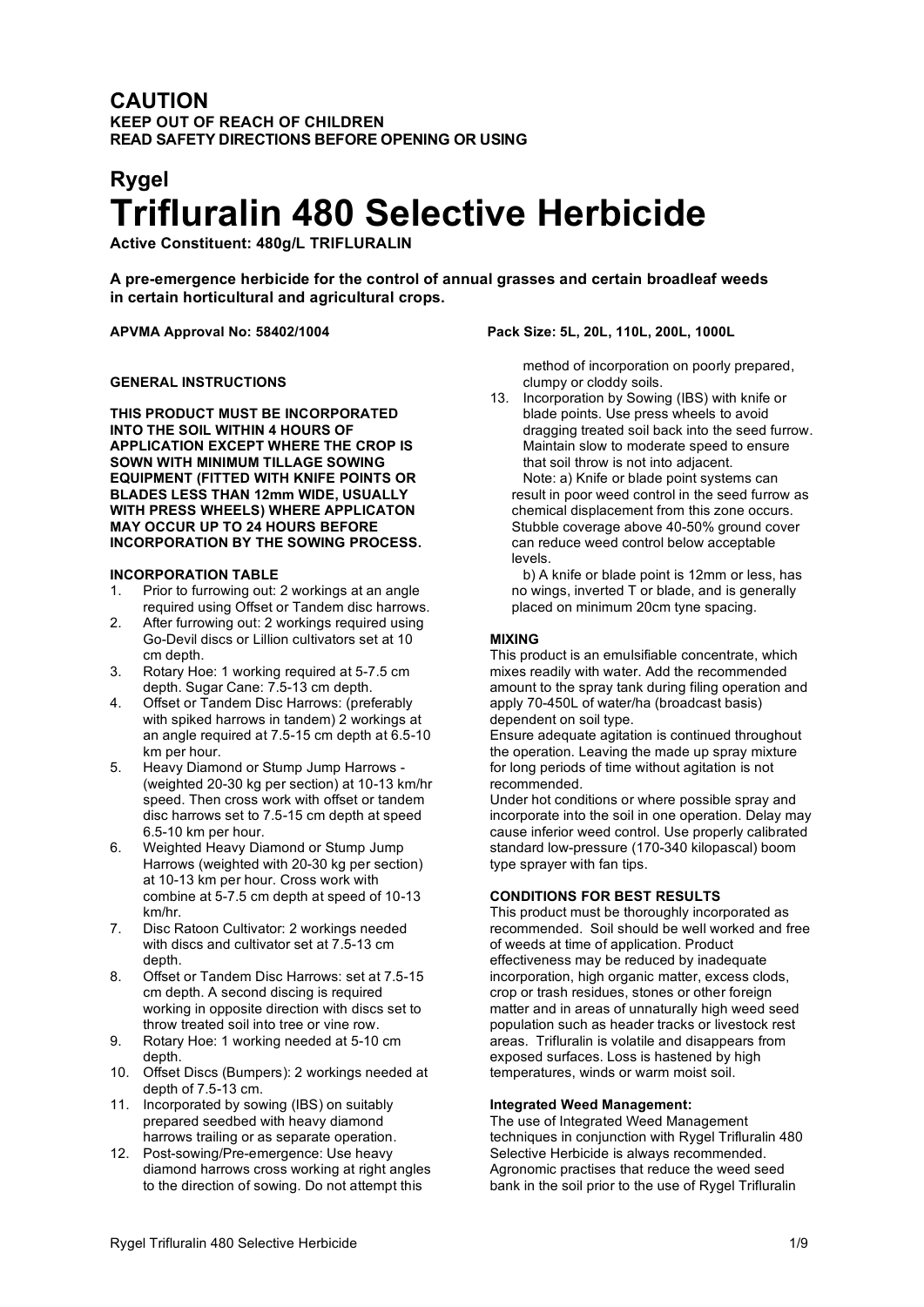## CAUTION

**KEEP OUT OF REACH OF CHILDREN**
**READ SAFETY DIRECTIONS BEFORE OPENING OR USING**

## Rygel

# Trifluralin 480 Selective Herbicide

**Active Constituent: 480g/L TRIFLURALIN**

**A pre-emergence herbicide for the control of annual grasses and certain broadleaf weeds in certain horticultural and agricultural crops.**

**APVMA Approval No: 58402/1004**

**Pack Size: 5L, 20L, 110L, 200L, 1000L**

**GENERAL INSTRUCTIONS**

**THIS PRODUCT MUST BE INCORPORATED INTO THE SOIL WITHIN 4 HOURS OF APPLICATION EXCEPT WHERE THE CROP IS SOWN WITH MINIMUM TILLAGE SOWING EQUIPMENT (FITTED WITH KNIFE POINTS OR BLADES LESS THAN 12mm WIDE, USUALLY WITH PRESS WHEELS) WHERE APPLICATON MAY OCCUR UP TO 24 HOURS BEFORE INCORPORATION BY THE SOWING PROCESS.**

**INCORPORATION TABLE**

1. Prior to furrowing out: 2 workings at an angle required using Offset or Tandem disc harrows.
2. After furrowing out: 2 workings required using Go-Devil discs or Lillion cultivators set at 10 cm depth.
3. Rotary Hoe: 1 working required at 5-7.5 cm depth. Sugar Cane: 7.5-13 cm depth.
4. Offset or Tandem Disc Harrows: (preferably with spiked harrows in tandem) 2 workings at an angle required at 7.5-15 cm depth at 6.5-10 km per hour.
5. Heavy Diamond or Stump Jump Harrows - (weighted 20-30 kg per section) at 10-13 km/hr speed. Then cross work with offset or tandem disc harrows set to 7.5-15 cm depth at speed 6.5-10 km per hour.
6. Weighted Heavy Diamond or Stump Jump Harrows (weighted with 20-30 kg per section) at 10-13 km per hour. Cross work with combine at 5-7.5 cm depth at speed of 10-13 km/hr.
7. Disc Ratoon Cultivator: 2 workings needed with discs and cultivator set at 7.5-13 cm depth.
8. Offset or Tandem Disc Harrows: set at 7.5-15 cm depth. A second discing is required working in opposite direction with discs set to throw treated soil into tree or vine row.
9. Rotary Hoe: 1 working needed at 5-10 cm depth.
10. Offset Discs (Bumpers): 2 workings needed at depth of 7.5-13 cm.
11. Incorporated by sowing (IBS) on suitably prepared seedbed with heavy diamond harrows trailing or as separate operation.
12. Post-sowing/Pre-emergence: Use heavy diamond harrows cross working at right angles to the direction of sowing. Do not attempt this method of incorporation on poorly prepared, clumpy or cloddy soils.
13. Incorporation by Sowing (IBS) with knife or blade points. Use press wheels to avoid dragging treated soil back into the seed furrow. Maintain slow to moderate speed to ensure that soil throw is not into adjacent.
    Note: a) Knife or blade point systems can result in poor weed control in the seed furrow as chemical displacement from this zone occurs. Stubble coverage above 40-50% ground cover can reduce weed control below acceptable levels.
    b) A knife or blade point is 12mm or less, has no wings, inverted T or blade, and is generally placed on minimum 20cm tyne spacing.

**MIXING**

This product is an emulsifiable concentrate, which mixes readily with water. Add the recommended amount to the spray tank during filing operation and apply 70-450L of water/ha (broadcast basis) dependent on soil type.
Ensure adequate agitation is continued throughout the operation. Leaving the made up spray mixture for long periods of time without agitation is not recommended.
Under hot conditions or where possible spray and incorporate into the soil in one operation. Delay may cause inferior weed control. Use properly calibrated standard low-pressure (170-340 kilopascal) boom type sprayer with fan tips.

**CONDITIONS FOR BEST RESULTS**

This product must be thoroughly incorporated as recommended. Soil should be well worked and free of weeds at time of application. Product effectiveness may be reduced by inadequate incorporation, high organic matter, excess clods, crop or trash residues, stones or other foreign matter and in areas of unnaturally high weed seed population such as header tracks or livestock rest areas. Trifluralin is volatile and disappears from exposed surfaces. Loss is hastened by high temperatures, winds or warm moist soil.

**Integrated Weed Management:**

The use of Integrated Weed Management techniques in conjunction with Rygel Trifluralin 480 Selective Herbicide is always recommended. Agronomic practises that reduce the weed seed bank in the soil prior to the use of Rygel Trifluralin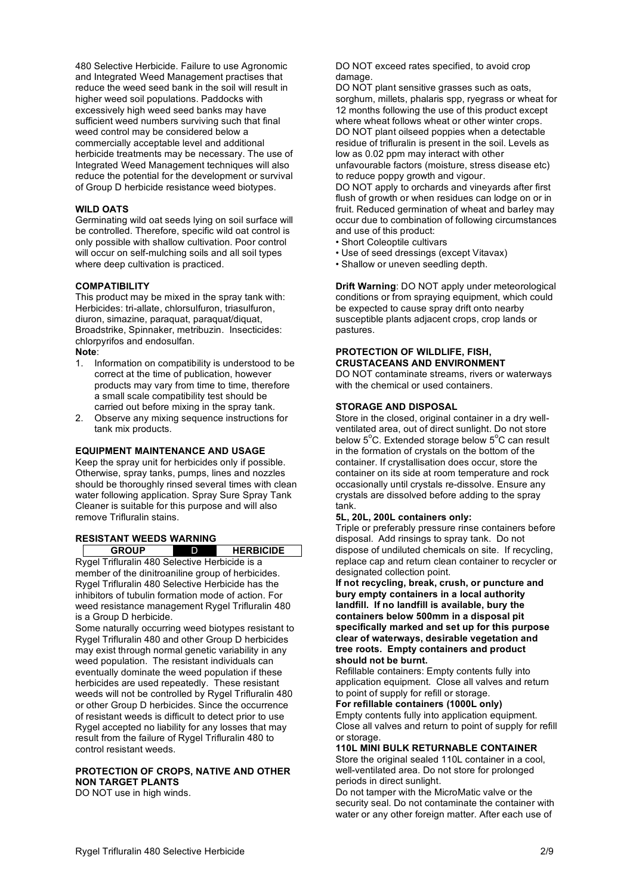480 Selective Herbicide. Failure to use Agronomic and Integrated Weed Management practises that reduce the weed seed bank in the soil will result in higher weed soil populations. Paddocks with excessively high weed seed banks may have sufficient weed numbers surviving such that final weed control may be considered below a commercially acceptable level and additional herbicide treatments may be necessary. The use of Integrated Weed Management techniques will also reduce the potential for the development or survival of Group D herbicide resistance weed biotypes.

**WILD OATS**

Germinating wild oat seeds lying on soil surface will be controlled. Therefore, specific wild oat control is only possible with shallow cultivation. Poor control will occur on self-mulching soils and all soil types where deep cultivation is practiced.

**COMPATIBILITY**

This product may be mixed in the spray tank with: Herbicides: tri-allate, chlorsulfuron, triasulfuron, diuron, simazine, paraquat, paraquat/diquat, Broadstrike, Spinnaker, metribuzin. Insecticides: chlorpyrifos and endosulfan.

**Note**:

1. Information on compatibility is understood to be correct at the time of publication, however products may vary from time to time, therefore a small scale compatibility test should be carried out before mixing in the spray tank.
2. Observe any mixing sequence instructions for tank mix products.

**EQUIPMENT MAINTENANCE AND USAGE**

Keep the spray unit for herbicides only if possible. Otherwise, spray tanks, pumps, lines and nozzles should be thoroughly rinsed several times with clean water following application. Spray Sure Spray Tank Cleaner is suitable for this purpose and will also remove Trifluralin stains.

**RESISTANT WEEDS WARNING**

| GROUP | D | HERBICIDE |
|---|---|---|

Rygel Trifluralin 480 Selective Herbicide is a member of the dinitroaniline group of herbicides. Rygel Trifluralin 480 Selective Herbicide has the inhibitors of tubulin formation mode of action. For weed resistance management Rygel Trifluralin 480 is a Group D herbicide.

Some naturally occurring weed biotypes resistant to Rygel Trifluralin 480 and other Group D herbicides may exist through normal genetic variability in any weed population. The resistant individuals can eventually dominate the weed population if these herbicides are used repeatedly. These resistant weeds will not be controlled by Rygel Trifluralin 480 or other Group D herbicides. Since the occurrence of resistant weeds is difficult to detect prior to use Rygel accepted no liability for any losses that may result from the failure of Rygel Trifluralin 480 to control resistant weeds.

**PROTECTION OF CROPS, NATIVE AND OTHER NON TARGET PLANTS**

DO NOT use in high winds.

DO NOT exceed rates specified, to avoid crop damage.

DO NOT plant sensitive grasses such as oats, sorghum, millets, phalaris spp, ryegrass or wheat for 12 months following the use of this product except where wheat follows wheat or other winter crops.

DO NOT plant oilseed poppies when a detectable residue of trifluralin is present in the soil. Levels as low as 0.02 ppm may interact with other unfavourable factors (moisture, stress disease etc) to reduce poppy growth and vigour.

DO NOT apply to orchards and vineyards after first flush of growth or when residues can lodge on or in fruit. Reduced germination of wheat and barley may occur due to combination of following circumstances and use of this product:

- Short Coleoptile cultivars
- Use of seed dressings (except Vitavax)
- Shallow or uneven seedling depth.

**Drift Warning**: DO NOT apply under meteorological conditions or from spraying equipment, which could be expected to cause spray drift onto nearby susceptible plants adjacent crops, crop lands or pastures.

**PROTECTION OF WILDLIFE, FISH, CRUSTACEANS AND ENVIRONMENT**

DO NOT contaminate streams, rivers or waterways with the chemical or used containers.

**STORAGE AND DISPOSAL**

Store in the closed, original container in a dry well-ventilated area, out of direct sunlight. Do not store below 5°C. Extended storage below 5°C can result in the formation of crystals on the bottom of the container. If crystallisation does occur, store the container on its side at room temperature and rock occasionally until crystals re-dissolve. Ensure any crystals are dissolved before adding to the spray tank.

**5L, 20L, 200L containers only:**

Triple or preferably pressure rinse containers before disposal. Add rinsings to spray tank. Do not dispose of undiluted chemicals on site. If recycling, replace cap and return clean container to recycler or designated collection point.

**If not recycling, break, crush, or puncture and bury empty containers in a local authority landfill. If no landfill is available, bury the containers below 500mm in a disposal pit specifically marked and set up for this purpose clear of waterways, desirable vegetation and tree roots. Empty containers and product should not be burnt.**

Refillable containers: Empty contents fully into application equipment. Close all valves and return to point of supply for refill or storage.

**For refillable containers (1000L only)**

Empty contents fully into application equipment. Close all valves and return to point of supply for refill or storage.

**110L MINI BULK RETURNABLE CONTAINER**

Store the original sealed 110L container in a cool, well-ventilated area. Do not store for prolonged periods in direct sunlight.

Do not tamper with the MicroMatic valve or the security seal. Do not contaminate the container with water or any other foreign matter. After each use of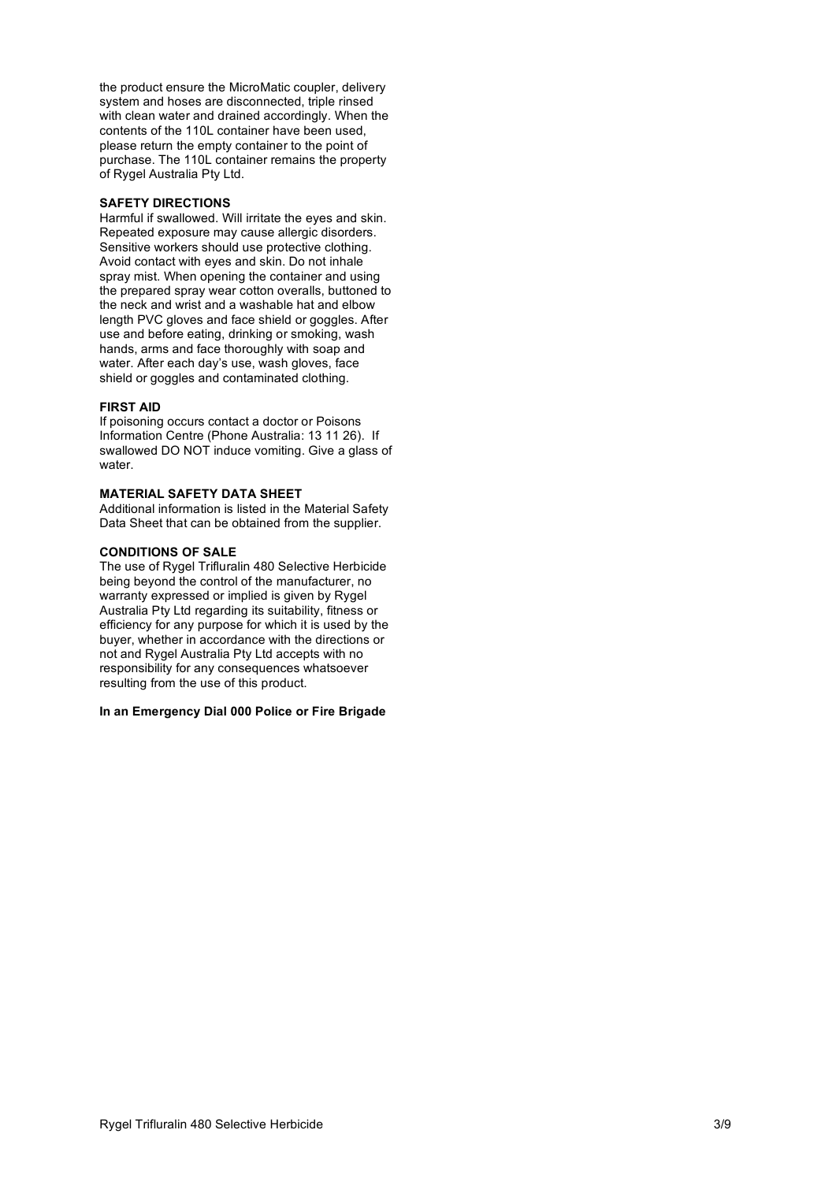the product ensure the MicroMatic coupler, delivery system and hoses are disconnected, triple rinsed with clean water and drained accordingly. When the contents of the 110L container have been used, please return the empty container to the point of purchase. The 110L container remains the property of Rygel Australia Pty Ltd.

**SAFETY DIRECTIONS**

Harmful if swallowed. Will irritate the eyes and skin. Repeated exposure may cause allergic disorders. Sensitive workers should use protective clothing. Avoid contact with eyes and skin. Do not inhale spray mist. When opening the container and using the prepared spray wear cotton overalls, buttoned to the neck and wrist and a washable hat and elbow length PVC gloves and face shield or goggles. After use and before eating, drinking or smoking, wash hands, arms and face thoroughly with soap and water. After each day's use, wash gloves, face shield or goggles and contaminated clothing.

**FIRST AID**

If poisoning occurs contact a doctor or Poisons Information Centre (Phone Australia: 13 11 26). If swallowed DO NOT induce vomiting. Give a glass of water.

**MATERIAL SAFETY DATA SHEET**

Additional information is listed in the Material Safety Data Sheet that can be obtained from the supplier.

**CONDITIONS OF SALE**

The use of Rygel Trifluralin 480 Selective Herbicide being beyond the control of the manufacturer, no warranty expressed or implied is given by Rygel Australia Pty Ltd regarding its suitability, fitness or efficiency for any purpose for which it is used by the buyer, whether in accordance with the directions or not and Rygel Australia Pty Ltd accepts with no responsibility for any consequences whatsoever resulting from the use of this product.

**In an Emergency Dial 000 Police or Fire Brigade**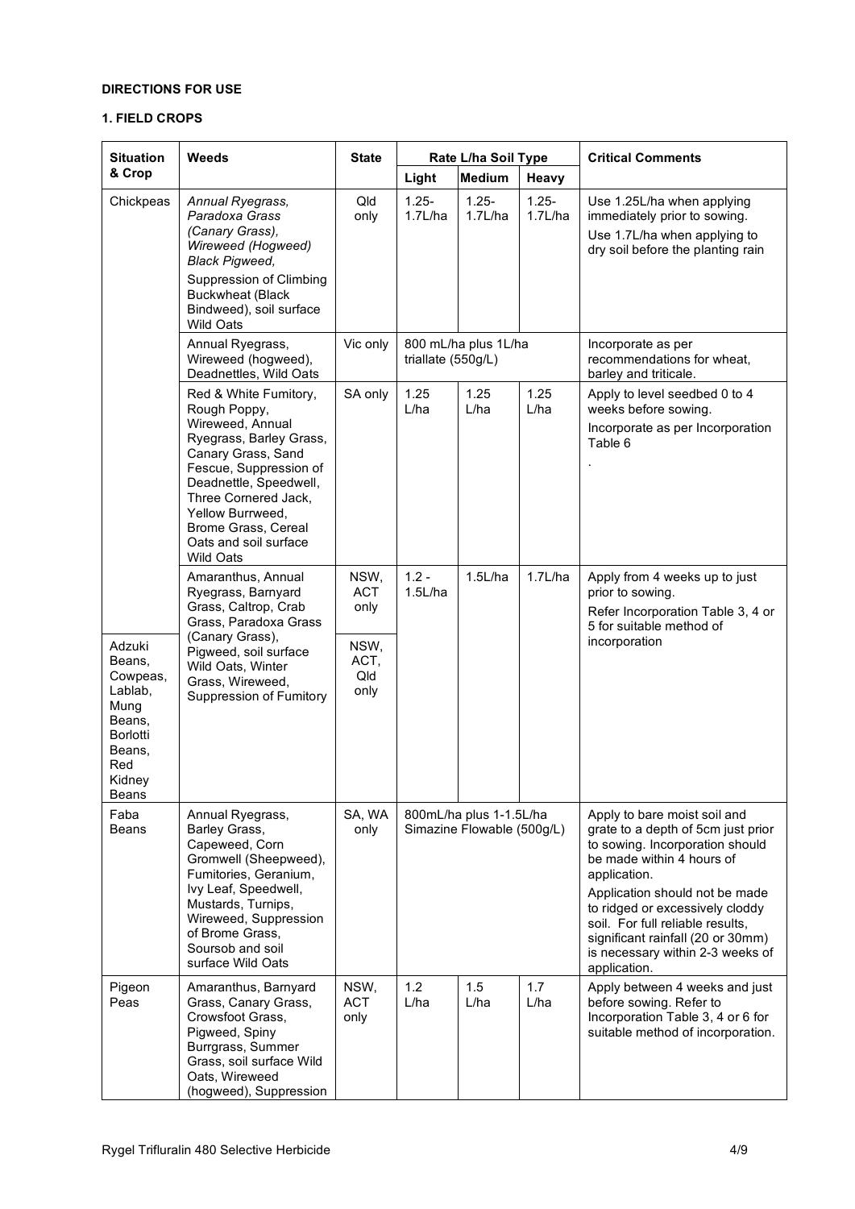**DIRECTIONS FOR USE**

**1. FIELD CROPS**

| Situation & Crop | Weeds | State | Rate L/ha Soil Type | | | Critical Comments |
|---|---|---|---|---|---|---|
| | | | Light | Medium | Heavy | |
| Chickpeas | *Annual Ryegrass, Paradoxa Grass (Canary Grass), Wireweed (Hogweed) Black Pigweed,* Suppression of Climbing Buckwheat (Black Bindweed), soil surface Wild Oats | Qld only | 1.25-1.7L/ha | 1.25-1.7L/ha | 1.25-1.7L/ha | Use 1.25L/ha when applying immediately prior to sowing. Use 1.7L/ha when applying to dry soil before the planting rain |
| | Annual Ryegrass, Wireweed (hogweed), Deadnettles, Wild Oats | Vic only | 800 mL/ha plus 1L/ha triallate (550g/L) | | | Incorporate as per recommendations for wheat, barley and triticale. |
| | Red & White Fumitory, Rough Poppy, Wireweed, Annual Ryegrass, Barley Grass, Canary Grass, Sand Fescue, Suppression of Deadnettle, Speedwell, Three Cornered Jack, Yellow Burrweed, Brome Grass, Cereal Oats and soil surface Wild Oats | SA only | 1.25 L/ha | 1.25 L/ha | 1.25 L/ha | Apply to level seedbed 0 to 4 weeks before sowing. Incorporate as per Incorporation Table 6 . |
| | Amaranthus, Annual Ryegrass, Barnyard Grass, Caltrop, Crab Grass, Paradoxa Grass (Canary Grass), Pigweed, soil surface Wild Oats, Winter Grass, Wireweed, Suppression of Fumitory | NSW, ACT only | 1.2 - 1.5L/ha | 1.5L/ha | 1.7L/ha | Apply from 4 weeks up to just prior to sowing. Refer Incorporation Table 3, 4 or 5 for suitable method of incorporation |
| Adzuki Beans, Cowpeas, Lablab, Mung Beans, Borlotti Beans, Red Kidney Beans | | NSW, ACT, Qld only | | | | |
| Faba Beans | Annual Ryegrass, Barley Grass, Capeweed, Corn Gromwell (Sheepweed), Fumitories, Geranium, Ivy Leaf, Speedwell, Mustards, Turnips, Wireweed, Suppression of Brome Grass, Soursob and soil surface Wild Oats | SA, WA only | 800mL/ha plus 1-1.5L/ha Simazine Flowable (500g/L) | | | Apply to bare moist soil and grate to a depth of 5cm just prior to sowing. Incorporation should be made within 4 hours of application. Application should not be made to ridged or excessively cloddy soil. For full reliable results, significant rainfall (20 or 30mm) is necessary within 2-3 weeks of application. |
| Pigeon Peas | Amaranthus, Barnyard Grass, Canary Grass, Crowsfoot Grass, Pigweed, Spiny Burrgrass, Summer Grass, soil surface Wild Oats, Wireweed (hogweed), Suppression | NSW, ACT only | 1.2 L/ha | 1.5 L/ha | 1.7 L/ha | Apply between 4 weeks and just before sowing. Refer to Incorporation Table 3, 4 or 6 for suitable method of incorporation. |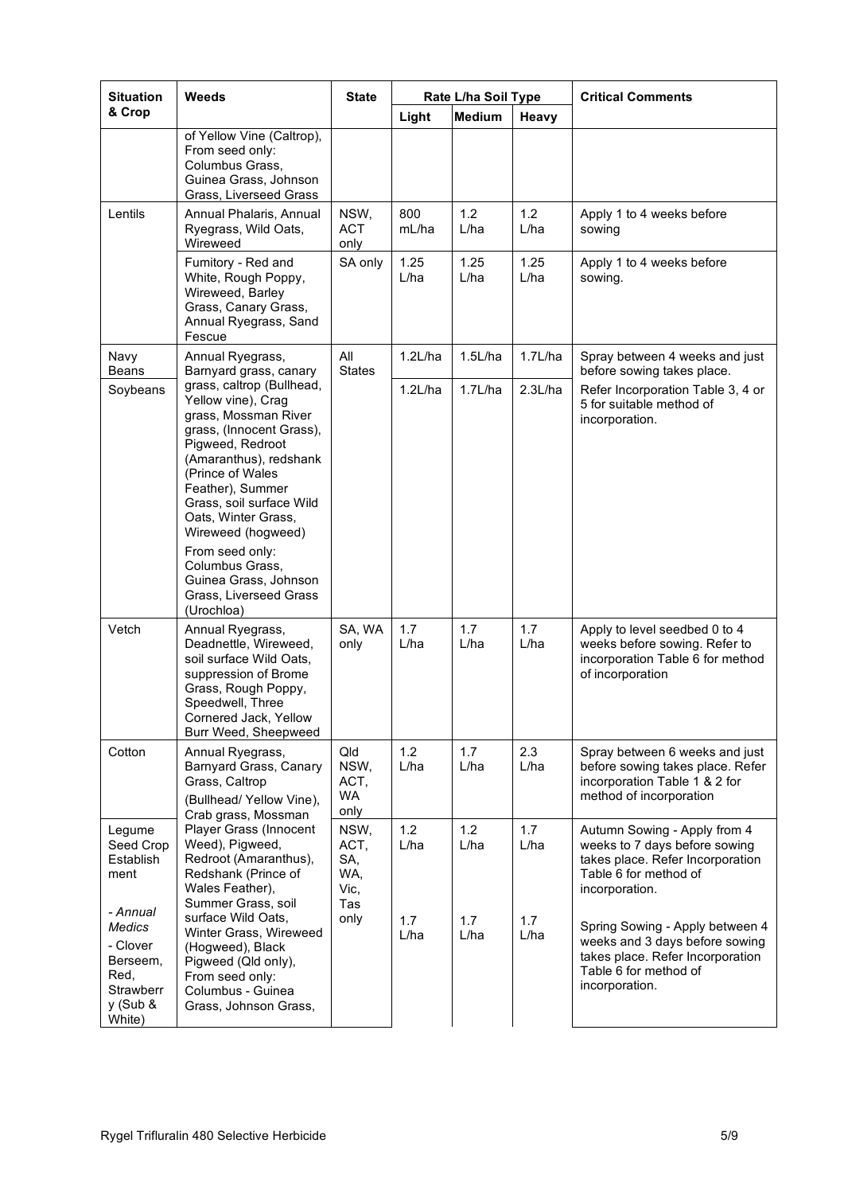| Situation & Crop | Weeds | State | Rate L/ha Soil Type | | | Critical Comments |
|---|---|---|---|---|---|---|
| | | | Light | Medium | Heavy | |
| | of Yellow Vine (Caltrop), From seed only: Columbus Grass, Guinea Grass, Johnson Grass, Liverseed Grass | | | | | |
| Lentils | Annual Phalaris, Annual Ryegrass, Wild Oats, Wireweed | NSW, ACT only | 800 mL/ha | 1.2 L/ha | 1.2 L/ha | Apply 1 to 4 weeks before sowing |
| | Fumitory - Red and White, Rough Poppy, Wireweed, Barley Grass, Canary Grass, Annual Ryegrass, Sand Fescue | SA only | 1.25 L/ha | 1.25 L/ha | 1.25 L/ha | Apply 1 to 4 weeks before sowing. |
| Navy Beans | Annual Ryegrass, Barnyard grass, canary grass, caltrop (Bullhead, Yellow vine), Crag grass, Mossman River grass, (Innocent Grass), Pigweed, Redroot (Amaranthus), redshank (Prince of Wales Feather), Summer Grass, soil surface Wild Oats, Winter Grass, Wireweed (hogweed) From seed only: Columbus Grass, Guinea Grass, Johnson Grass, Liverseed Grass (Urochloa) | All States | 1.2L/ha | 1.5L/ha | 1.7L/ha | Spray between 4 weeks and just before sowing takes place. |
| Soybeans | | | 1.2L/ha | 1.7L/ha | 2.3L/ha | Refer Incorporation Table 3, 4 or 5 for suitable method of incorporation. |
| Vetch | Annual Ryegrass, Deadnettle, Wireweed, soil surface Wild Oats, suppression of Brome Grass, Rough Poppy, Speedwell, Three Cornered Jack, Yellow Burr Weed, Sheepweed | SA, WA only | 1.7 L/ha | 1.7 L/ha | 1.7 L/ha | Apply to level seedbed 0 to 4 weeks before sowing. Refer to incorporation Table 6 for method of incorporation |
| Cotton | Annual Ryegrass, Barnyard Grass, Canary Grass, Caltrop (Bullhead/ Yellow Vine), Crab grass, Mossman | Qld NSW, ACT, WA only | 1.2 L/ha | 1.7 L/ha | 2.3 L/ha | Spray between 6 weeks and just before sowing takes place. Refer incorporation Table 1 & 2 for method of incorporation |
| Legume Seed Crop Establishment<br>- *Annual Medics*<br>- Clover Berseem, Red, Strawberry (Sub & White) | Player Grass (Innocent Weed), Pigweed, Redroot (Amaranthus), Redshank (Prince of Wales Feather), Summer Grass, soil surface Wild Oats, Winter Grass, Wireweed (Hogweed), Black Pigweed (Qld only), From seed only: Columbus - Guinea Grass, Johnson Grass, | NSW, ACT, SA, WA, Vic, Tas only | 1.2 L/ha<br><br>1.7 L/ha | 1.2 L/ha<br><br>1.7 L/ha | 1.7 L/ha<br><br>1.7 L/ha | Autumn Sowing - Apply from 4 weeks to 7 days before sowing takes place. Refer Incorporation Table 6 for method of incorporation.<br><br>Spring Sowing - Apply between 4 weeks and 3 days before sowing takes place. Refer Incorporation Table 6 for method of incorporation. |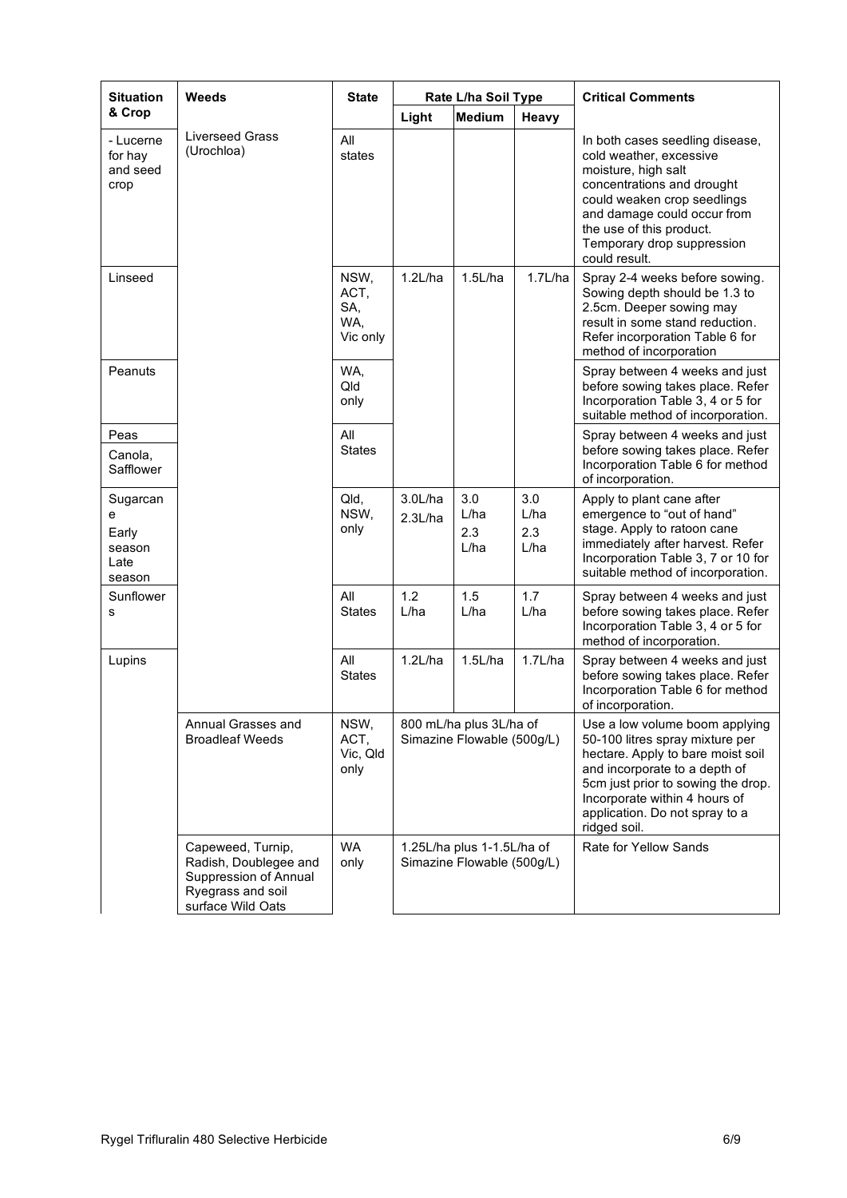| Situation & Crop | Weeds | State | Rate L/ha Soil Type | | | Critical Comments |
|---|---|---|---|---|---|---|
| | | | Light | Medium | Heavy | |
| - Lucerne for hay and seed crop | Liverseed Grass (Urochloa) | All states | | | | In both cases seedling disease, cold weather, excessive moisture, high salt concentrations and drought could weaken crop seedlings and damage could occur from the use of this product. Temporary drop suppression could result. |
| Linseed | | NSW, ACT, SA, WA, Vic only | 1.2L/ha | 1.5L/ha | 1.7L/ha | Spray 2-4 weeks before sowing. Sowing depth should be 1.3 to 2.5cm. Deeper sowing may result in some stand reduction. Refer incorporation Table 6 for method of incorporation |
| Peanuts | | WA, Qld only | | | | Spray between 4 weeks and just before sowing takes place. Refer Incorporation Table 3, 4 or 5 for suitable method of incorporation. |
| Peas<br>Canola, Safflower | | All States | | | | Spray between 4 weeks and just before sowing takes place. Refer Incorporation Table 6 for method of incorporation. |
| Sugarcane<br>Early season<br>Late season | | Qld, NSW, only | 3.0L/ha<br>2.3L/ha | 3.0 L/ha<br>2.3 L/ha | 3.0 L/ha<br>2.3 L/ha | Apply to plant cane after emergence to "out of hand" stage. Apply to ratoon cane immediately after harvest. Refer Incorporation Table 3, 7 or 10 for suitable method of incorporation. |
| Sunflowers | | All States | 1.2 L/ha | 1.5 L/ha | 1.7 L/ha | Spray between 4 weeks and just before sowing takes place. Refer Incorporation Table 3, 4 or 5 for method of incorporation. |
| Lupins | | All States | 1.2L/ha | 1.5L/ha | 1.7L/ha | Spray between 4 weeks and just before sowing takes place. Refer Incorporation Table 6 for method of incorporation. |
| | Annual Grasses and Broadleaf Weeds | NSW, ACT, Vic, Qld only | 800 mL/ha plus 3L/ha of Simazine Flowable (500g/L) | | | Use a low volume boom applying 50-100 litres spray mixture per hectare. Apply to bare moist soil and incorporate to a depth of 5cm just prior to sowing the drop. Incorporate within 4 hours of application. Do not spray to a ridged soil. |
| | Capeweed, Turnip, Radish, Doublegee and Suppression of Annual Ryegrass and soil surface Wild Oats | WA only | 1.25L/ha plus 1-1.5L/ha of Simazine Flowable (500g/L) | | | Rate for Yellow Sands |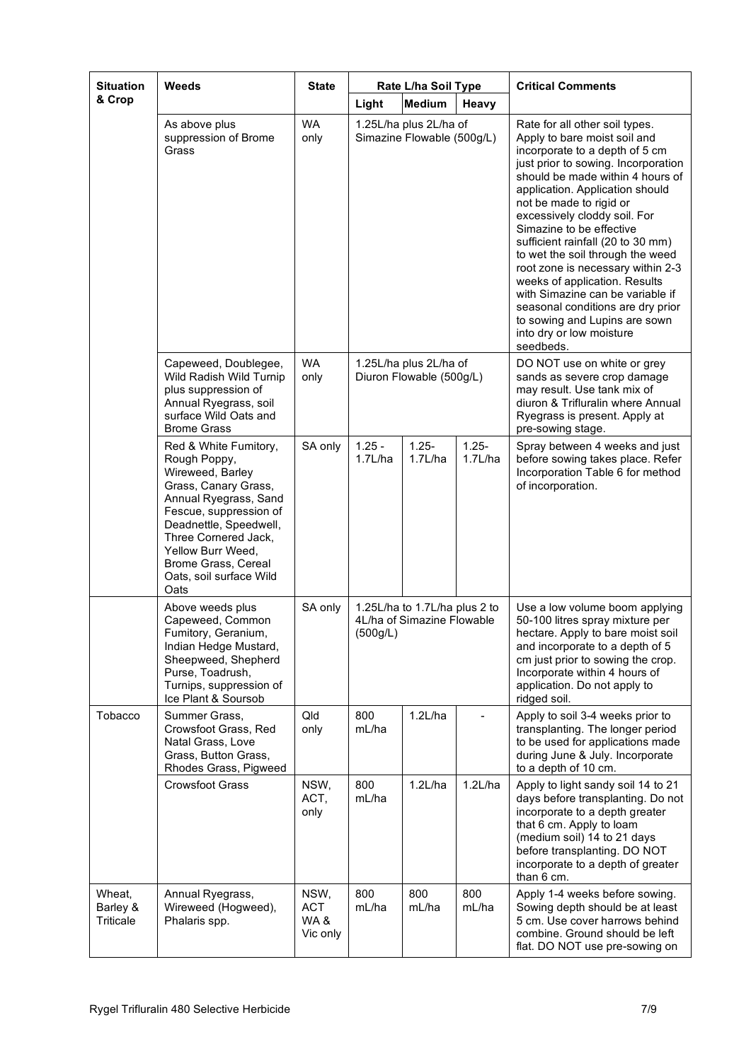| Situation & Crop | Weeds | State | Rate L/ha Soil Type | | | Critical Comments |
|---|---|---|---|---|---|---|
| | | | Light | Medium | Heavy | |
| | As above plus suppression of Brome Grass | WA only | 1.25L/ha plus 2L/ha of Simazine Flowable (500g/L) | | | Rate for all other soil types. Apply to bare moist soil and incorporate to a depth of 5 cm just prior to sowing. Incorporation should be made within 4 hours of application. Application should not be made to rigid or excessively cloddy soil. For Simazine to be effective sufficient rainfall (20 to 30 mm) to wet the soil through the weed root zone is necessary within 2-3 weeks of application. Results with Simazine can be variable if seasonal conditions are dry prior to sowing and Lupins are sown into dry or low moisture seedbeds. |
| | Capeweed, Doublegee, Wild Radish Wild Turnip plus suppression of Annual Ryegrass, soil surface Wild Oats and Brome Grass | WA only | 1.25L/ha plus 2L/ha of Diuron Flowable (500g/L) | | | DO NOT use on white or grey sands as severe crop damage may result. Use tank mix of diuron & Trifluralin where Annual Ryegrass is present. Apply at pre-sowing stage. |
| | Red & White Fumitory, Rough Poppy, Wireweed, Barley Grass, Canary Grass, Annual Ryegrass, Sand Fescue, suppression of Deadnettle, Speedwell, Three Cornered Jack, Yellow Burr Weed, Brome Grass, Cereal Oats, soil surface Wild Oats | SA only | 1.25 - 1.7L/ha | 1.25- 1.7L/ha | 1.25- 1.7L/ha | Spray between 4 weeks and just before sowing takes place. Refer Incorporation Table 6 for method of incorporation. |
| | Above weeds plus Capeweed, Common Fumitory, Geranium, Indian Hedge Mustard, Sheepweed, Shepherd Purse, Toadrush, Turnips, suppression of Ice Plant & Soursob | SA only | 1.25L/ha to 1.7L/ha plus 2 to 4L/ha of Simazine Flowable (500g/L) | | | Use a low volume boom applying 50-100 litres spray mixture per hectare. Apply to bare moist soil and incorporate to a depth of 5 cm just prior to sowing the crop. Incorporate within 4 hours of application. Do not apply to ridged soil. |
| Tobacco | Summer Grass, Crowsfoot Grass, Red Natal Grass, Love Grass, Button Grass, Rhodes Grass, Pigweed | Qld only | 800 mL/ha | 1.2L/ha | - | Apply to soil 3-4 weeks prior to transplanting. The longer period to be used for applications made during June & July. Incorporate to a depth of 10 cm. |
| | Crowsfoot Grass | NSW, ACT, only | 800 mL/ha | 1.2L/ha | 1.2L/ha | Apply to light sandy soil 14 to 21 days before transplanting. Do not incorporate to a depth greater that 6 cm. Apply to loam (medium soil) 14 to 21 days before transplanting. DO NOT incorporate to a depth of greater than 6 cm. |
| Wheat, Barley & Triticale | Annual Ryegrass, Wireweed (Hogweed), Phalaris spp. | NSW, ACT WA & Vic only | 800 mL/ha | 800 mL/ha | 800 mL/ha | Apply 1-4 weeks before sowing. Sowing depth should be at least 5 cm. Use cover harrows behind combine. Ground should be left flat. DO NOT use pre-sowing on |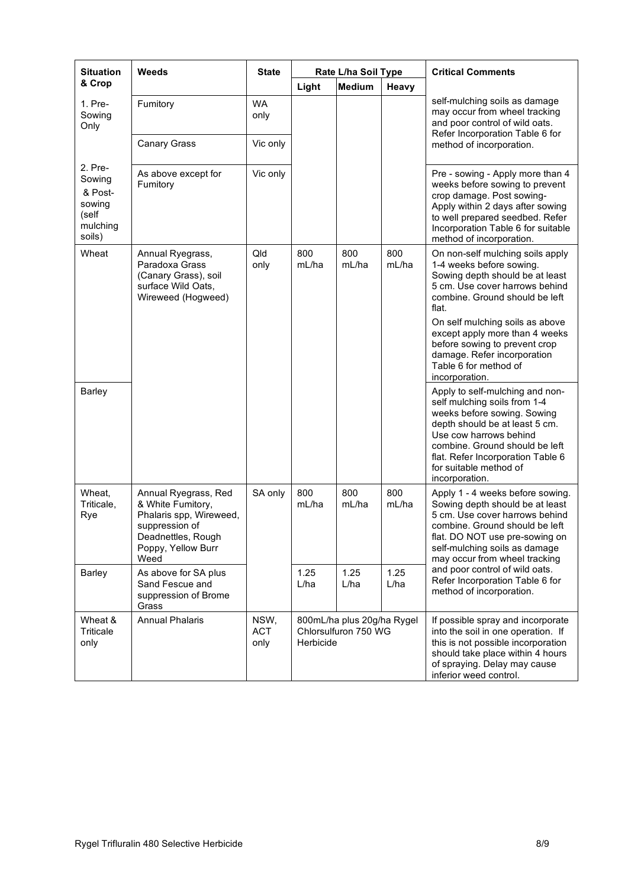| Situation & Crop | Weeds | State | Rate L/ha Soil Type | | | Critical Comments |
|---|---|---|---|---|---|---|
| | | | Light | Medium | Heavy | |
| 1. Pre-Sowing Only | Fumitory | WA only | | | | self-mulching soils as damage may occur from wheel tracking and poor control of wild oats. Refer Incorporation Table 6 for method of incorporation. |
| | Canary Grass | Vic only | | | | |
| 2. Pre-Sowing & Post-sowing (self mulching soils) | As above except for Fumitory | Vic only | | | | Pre - sowing - Apply more than 4 weeks before sowing to prevent crop damage. Post sowing- Apply within 2 days after sowing to well prepared seedbed. Refer Incorporation Table 6 for suitable method of incorporation. |
| Wheat | Annual Ryegrass, Paradoxa Grass (Canary Grass), soil surface Wild Oats, Wireweed (Hogweed) | Qld only | 800 mL/ha | 800 mL/ha | 800 mL/ha | On non-self mulching soils apply 1-4 weeks before sowing. Sowing depth should be at least 5 cm. Use cover harrows behind combine. Ground should be left flat. On self mulching soils as above except apply more than 4 weeks before sowing to prevent crop damage. Refer incorporation Table 6 for method of incorporation. |
| Barley | | | | | | Apply to self-mulching and non-self mulching soils from 1-4 weeks before sowing. Sowing depth should be at least 5 cm. Use cow harrows behind combine. Ground should be left flat. Refer Incorporation Table 6 for suitable method of incorporation. |
| Wheat, Triticale, Rye | Annual Ryegrass, Red & White Fumitory, Phalaris spp, Wireweed, suppression of Deadnettles, Rough Poppy, Yellow Burr Weed | SA only | 800 mL/ha | 800 mL/ha | 800 mL/ha | Apply 1 - 4 weeks before sowing. Sowing depth should be at least 5 cm. Use cover harrows behind combine. Ground should be left flat. DO NOT use pre-sowing on self-mulching soils as damage may occur from wheel tracking and poor control of wild oats. Refer Incorporation Table 6 for method of incorporation. |
| Barley | As above for SA plus Sand Fescue and suppression of Brome Grass | | 1.25 L/ha | 1.25 L/ha | 1.25 L/ha | |
| Wheat & Triticale only | Annual Phalaris | NSW, ACT only | 800mL/ha plus 20g/ha Rygel Chlorsulfuron 750 WG Herbicide | | | If possible spray and incorporate into the soil in one operation. If this is not possible incorporation should take place within 4 hours of spraying. Delay may cause inferior weed control. |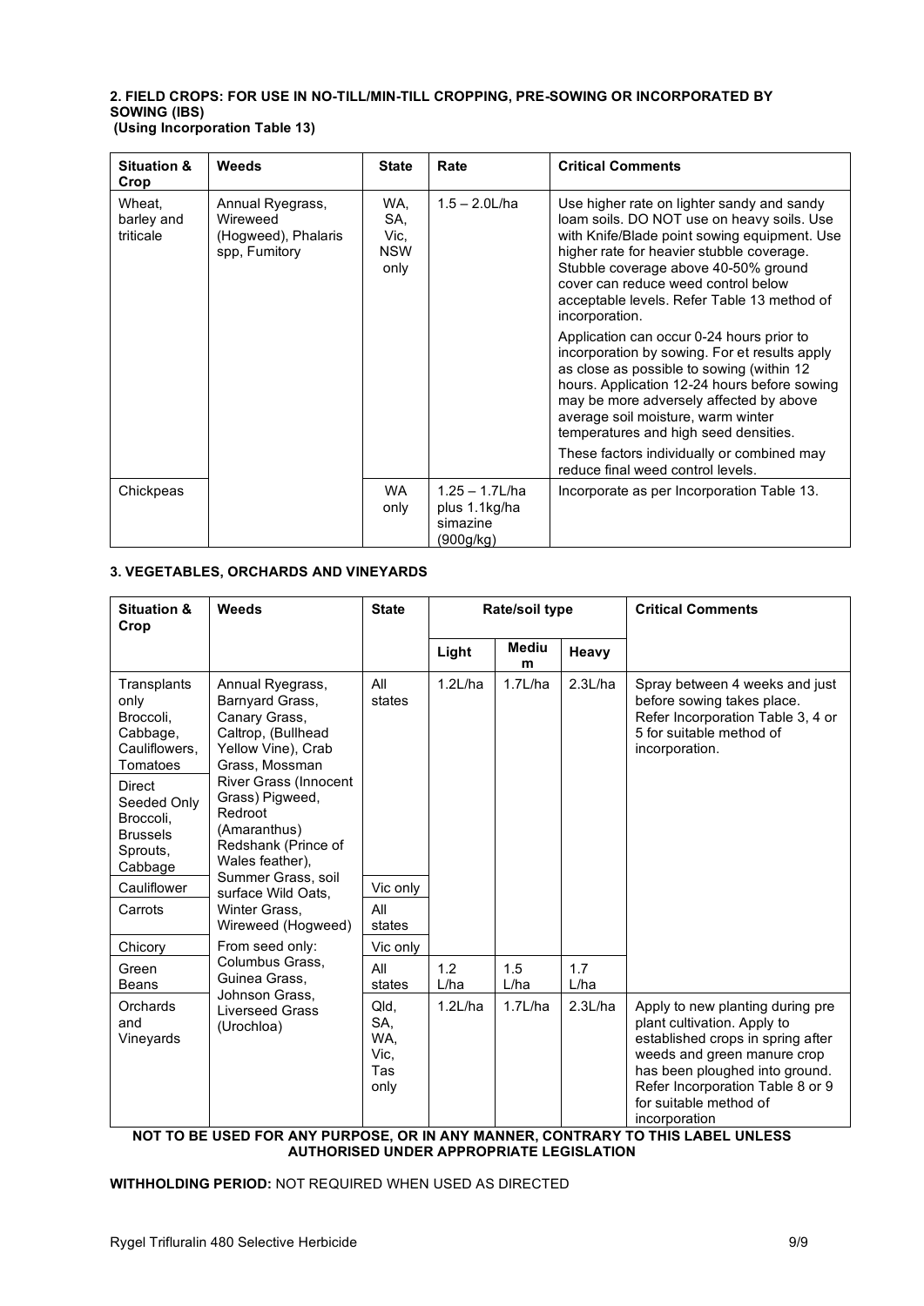**2. FIELD CROPS: FOR USE IN NO-TILL/MIN-TILL CROPPING, PRE-SOWING OR INCORPORATED BY SOWING (IBS)**
**(Using Incorporation Table 13)**

| Situation & Crop | Weeds | State | Rate | Critical Comments |
|---|---|---|---|---|
| Wheat, barley and triticale | Annual Ryegrass, Wireweed (Hogweed), Phalaris spp, Fumitory | WA, SA, Vic, NSW only | 1.5 – 2.0L/ha | Use higher rate on lighter sandy and sandy loam soils. DO NOT use on heavy soils. Use with Knife/Blade point sowing equipment. Use higher rate for heavier stubble coverage. Stubble coverage above 40-50% ground cover can reduce weed control below acceptable levels. Refer Table 13 method of incorporation.<br><br>Application can occur 0-24 hours prior to incorporation by sowing. For et results apply as close as possible to sowing (within 12 hours. Application 12-24 hours before sowing may be more adversely affected by above average soil moisture, warm winter temperatures and high seed densities.<br><br>These factors individually or combined may reduce final weed control levels. |
| Chickpeas | | WA only | 1.25 – 1.7L/ha plus 1.1kg/ha simazine (900g/kg) | Incorporate as per Incorporation Table 13. |

**3. VEGETABLES, ORCHARDS AND VINEYARDS**

| Situation & Crop | Weeds | State | Rate/soil type | | | Critical Comments |
|---|---|---|---|---|---|---|
| | | | Light | Medium | Heavy | |
| Transplants only Broccoli, Cabbage, Cauliflowers, Tomatoes | Annual Ryegrass, Barnyard Grass, Canary Grass, Caltrop, (Bullhead Yellow Vine), Crab Grass, Mossman River Grass (Innocent Grass) Pigweed, Redroot (Amaranthus) Redshank (Prince of Wales feather), Summer Grass, soil surface Wild Oats, Winter Grass, Wireweed (Hogweed)<br><br>From seed only: Columbus Grass, Guinea Grass, Johnson Grass, Liverseed Grass (Urochloa) | All states | 1.2L/ha | 1.7L/ha | 2.3L/ha | Spray between 4 weeks and just before sowing takes place. Refer Incorporation Table 3, 4 or 5 for suitable method of incorporation. |
| Direct Seeded Only Broccoli, Brussels Sprouts, Cabbage | | | | | | |
| Cauliflower | | Vic only | | | | |
| Carrots | | All states | | | | |
| Chicory | | Vic only | | | | |
| Green Beans | | All states | 1.2 L/ha | 1.5 L/ha | 1.7 L/ha | |
| Orchards and Vineyards | | Qld, SA, WA, Vic, Tas only | 1.2L/ha | 1.7L/ha | 2.3L/ha | Apply to new planting during pre plant cultivation. Apply to established crops in spring after weeds and green manure crop has been ploughed into ground. Refer Incorporation Table 8 or 9 for suitable method of incorporation |

**NOT TO BE USED FOR ANY PURPOSE, OR IN ANY MANNER, CONTRARY TO THIS LABEL UNLESS AUTHORISED UNDER APPROPRIATE LEGISLATION**

**WITHHOLDING PERIOD:** NOT REQUIRED WHEN USED AS DIRECTED